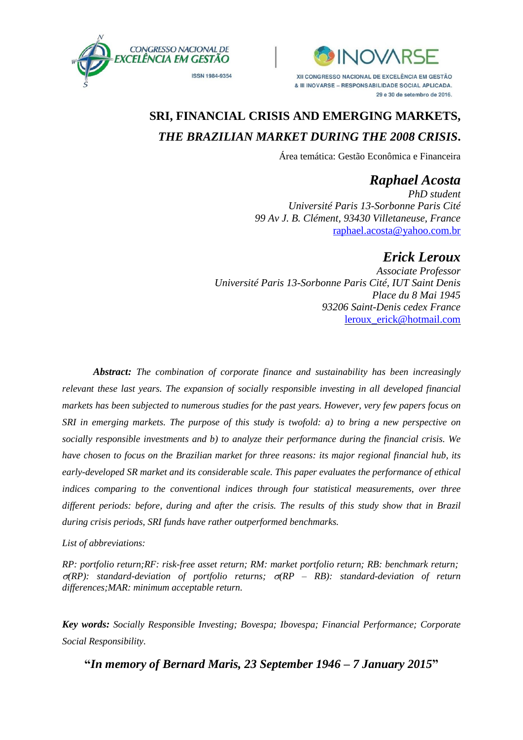# SRI, FINANCIAL CRISIS AND EMERGING MARKETS,

## *THE BRAZILIAN MARKET DURING THE 2008 CRISIS.*

Área temática: Gestão Econômica e Financeira

***Raphael Acosta***
*PhD student*
*Université Paris 13-Sorbonne Paris Cité*
*99 Av J. B. Clément, 93430 Villetaneuse, France*
raphael.acosta@yahoo.com.br

***Erick Leroux***
*Associate Professor*
*Université Paris 13-Sorbonne Paris Cité, IUT Saint Denis*
*Place du 8 Mai 1945*
*93206 Saint-Denis cedex France*
leroux_erick@hotmail.com

***Abstract:*** *The combination of corporate finance and sustainability has been increasingly relevant these last years. The expansion of socially responsible investing in all developed financial markets has been subjected to numerous studies for the past years. However, very few papers focus on SRI in emerging markets. The purpose of this study is twofold: a) to bring a new perspective on socially responsible investments and b) to analyze their performance during the financial crisis. We have chosen to focus on the Brazilian market for three reasons: its major regional financial hub, its early-developed SR market and its considerable scale. This paper evaluates the performance of ethical indices comparing to the conventional indices through four statistical measurements, over three different periods: before, during and after the crisis. The results of this study show that in Brazil during crisis periods, SRI funds have rather outperformed benchmarks.*

*List of abbreviations:*

*RP: portfolio return;RF: risk-free asset return; RM: market portfolio return; RB: benchmark return; $\sigma$(RP): standard-deviation of portfolio returns; $\sigma$(RP – RB): standard-deviation of return differences;MAR: minimum acceptable return.*

***Key words:*** *Socially Responsible Investing; Bovespa; Ibovespa; Financial Performance; Corporate Social Responsibility.*

**"*In memory of Bernard Maris, 23 September 1946 – 7 January 2015*"**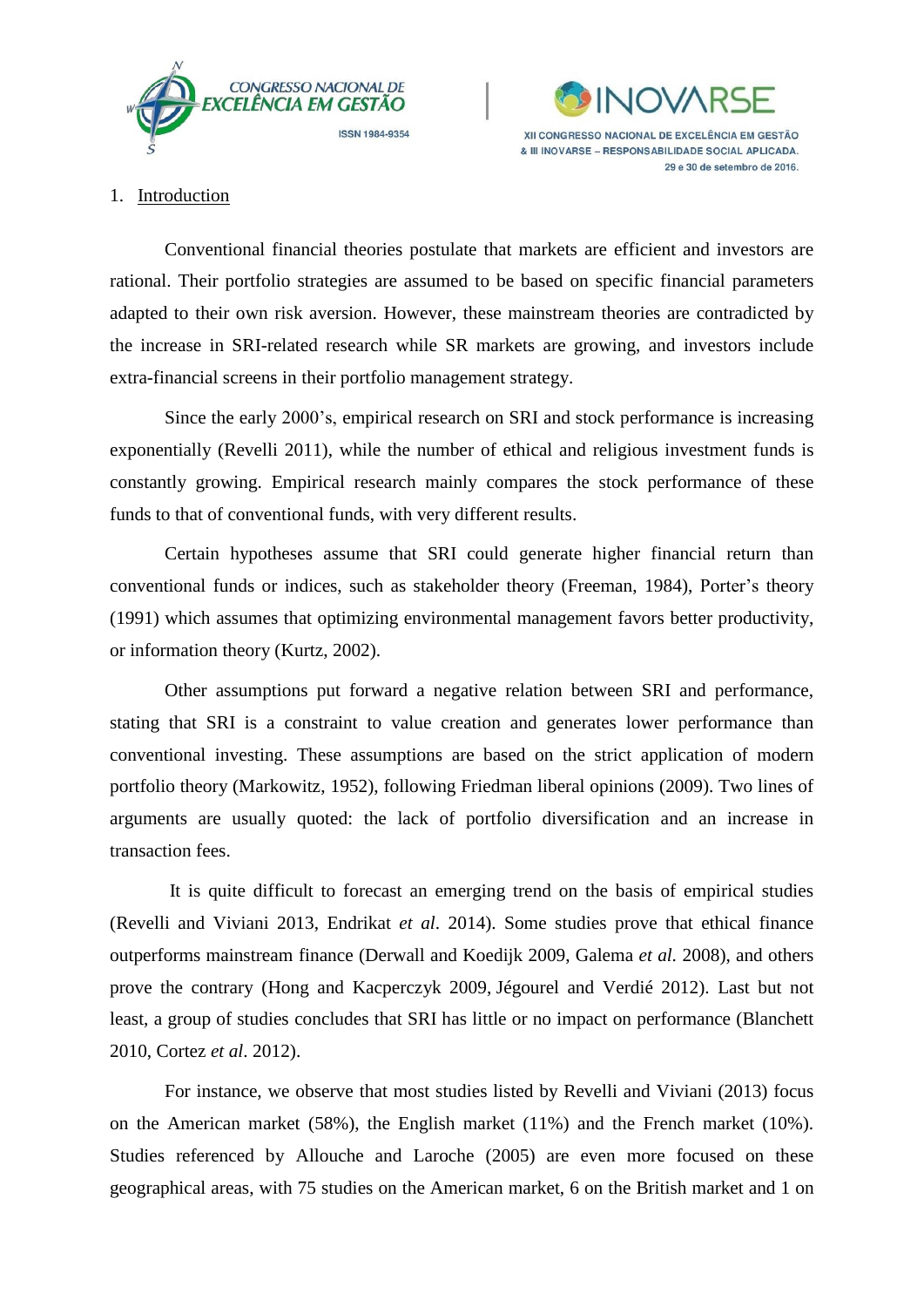1. Introduction

Conventional financial theories postulate that markets are efficient and investors are rational. Their portfolio strategies are assumed to be based on specific financial parameters adapted to their own risk aversion. However, these mainstream theories are contradicted by the increase in SRI-related research while SR markets are growing, and investors include extra-financial screens in their portfolio management strategy.

Since the early 2000's, empirical research on SRI and stock performance is increasing exponentially (Revelli 2011), while the number of ethical and religious investment funds is constantly growing. Empirical research mainly compares the stock performance of these funds to that of conventional funds, with very different results.

Certain hypotheses assume that SRI could generate higher financial return than conventional funds or indices, such as stakeholder theory (Freeman, 1984), Porter's theory (1991) which assumes that optimizing environmental management favors better productivity, or information theory (Kurtz, 2002).

Other assumptions put forward a negative relation between SRI and performance, stating that SRI is a constraint to value creation and generates lower performance than conventional investing. These assumptions are based on the strict application of modern portfolio theory (Markowitz, 1952), following Friedman liberal opinions (2009). Two lines of arguments are usually quoted: the lack of portfolio diversification and an increase in transaction fees.

It is quite difficult to forecast an emerging trend on the basis of empirical studies (Revelli and Viviani 2013, Endrikat *et al*. 2014). Some studies prove that ethical finance outperforms mainstream finance (Derwall and Koedijk 2009, Galema *et al.* 2008), and others prove the contrary (Hong and Kacperczyk 2009, Jégourel and Verdié 2012). Last but not least, a group of studies concludes that SRI has little or no impact on performance (Blanchett 2010, Cortez *et al*. 2012).

For instance, we observe that most studies listed by Revelli and Viviani (2013) focus on the American market (58%), the English market (11%) and the French market (10%). Studies referenced by Allouche and Laroche (2005) are even more focused on these geographical areas, with 75 studies on the American market, 6 on the British market and 1 on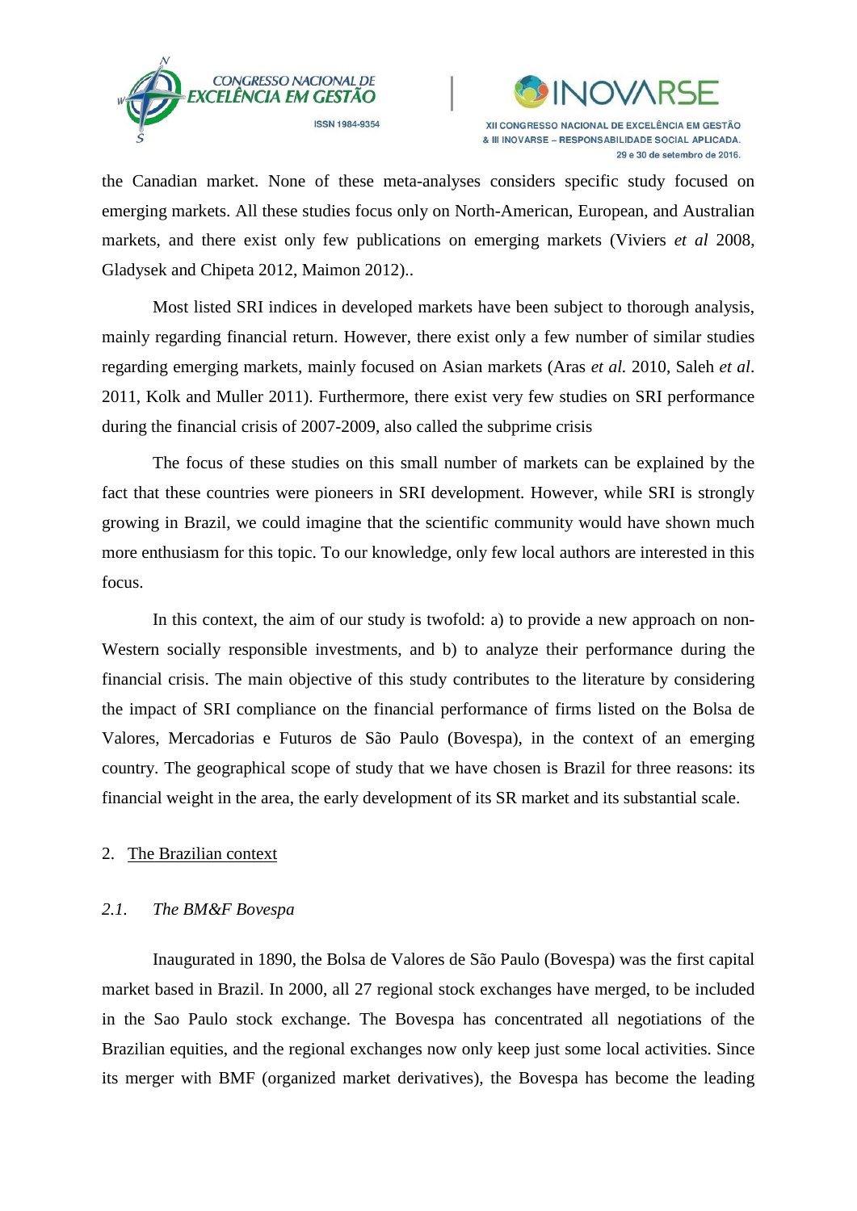the Canadian market. None of these meta-analyses considers specific study focused on emerging markets. All these studies focus only on North-American, European, and Australian markets, and there exist only few publications on emerging markets (Viviers *et al* 2008, Gladysek and Chipeta 2012, Maimon 2012)..

Most listed SRI indices in developed markets have been subject to thorough analysis, mainly regarding financial return. However, there exist only a few number of similar studies regarding emerging markets, mainly focused on Asian markets (Aras *et al.* 2010, Saleh *et al*. 2011, Kolk and Muller 2011). Furthermore, there exist very few studies on SRI performance during the financial crisis of 2007-2009, also called the subprime crisis

The focus of these studies on this small number of markets can be explained by the fact that these countries were pioneers in SRI development. However, while SRI is strongly growing in Brazil, we could imagine that the scientific community would have shown much more enthusiasm for this topic. To our knowledge, only few local authors are interested in this focus.

In this context, the aim of our study is twofold: a) to provide a new approach on non-Western socially responsible investments, and b) to analyze their performance during the financial crisis. The main objective of this study contributes to the literature by considering the impact of SRI compliance on the financial performance of firms listed on the Bolsa de Valores, Mercadorias e Futuros de São Paulo (Bovespa), in the context of an emerging country. The geographical scope of study that we have chosen is Brazil for three reasons: its financial weight in the area, the early development of its SR market and its substantial scale.

## 2. The Brazilian context

### *2.1. The BM&F Bovespa*

Inaugurated in 1890, the Bolsa de Valores de São Paulo (Bovespa) was the first capital market based in Brazil. In 2000, all 27 regional stock exchanges have merged, to be included in the Sao Paulo stock exchange. The Bovespa has concentrated all negotiations of the Brazilian equities, and the regional exchanges now only keep just some local activities. Since its merger with BMF (organized market derivatives), the Bovespa has become the leading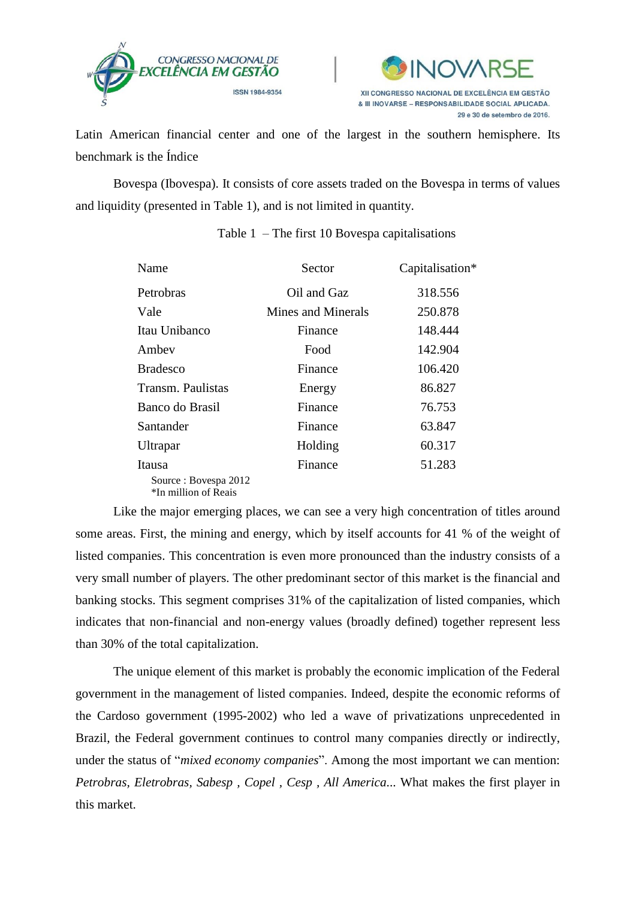Latin American financial center and one of the largest in the southern hemisphere. Its benchmark is the Índice

Bovespa (Ibovespa). It consists of core assets traded on the Bovespa in terms of values and liquidity (presented in Table 1), and is not limited in quantity.

Table 1 – The first 10 Bovespa capitalisations

| Name | Sector | Capitalisation* |
| --- | --- | --- |
| Petrobras | Oil and Gaz | 318.556 |
| Vale | Mines and Minerals | 250.878 |
| Itau Unibanco | Finance | 148.444 |
| Ambev | Food | 142.904 |
| Bradesco | Finance | 106.420 |
| Transm. Paulistas | Energy | 86.827 |
| Banco do Brasil | Finance | 76.753 |
| Santander | Finance | 63.847 |
| Ultrapar | Holding | 60.317 |
| Itausa | Finance | 51.283 |

Source : Bovespa 2012
*In million of Reais

Like the major emerging places, we can see a very high concentration of titles around some areas. First, the mining and energy, which by itself accounts for 41 % of the weight of listed companies. This concentration is even more pronounced than the industry consists of a very small number of players. The other predominant sector of this market is the financial and banking stocks. This segment comprises 31% of the capitalization of listed companies, which indicates that non-financial and non-energy values (broadly defined) together represent less than 30% of the total capitalization.

The unique element of this market is probably the economic implication of the Federal government in the management of listed companies. Indeed, despite the economic reforms of the Cardoso government (1995-2002) who led a wave of privatizations unprecedented in Brazil, the Federal government continues to control many companies directly or indirectly, under the status of "*mixed economy companies*". Among the most important we can mention: *Petrobras*, *Eletrobras*, *Sabesp* , *Copel* , *Cesp* , *All America*... What makes the first player in this market.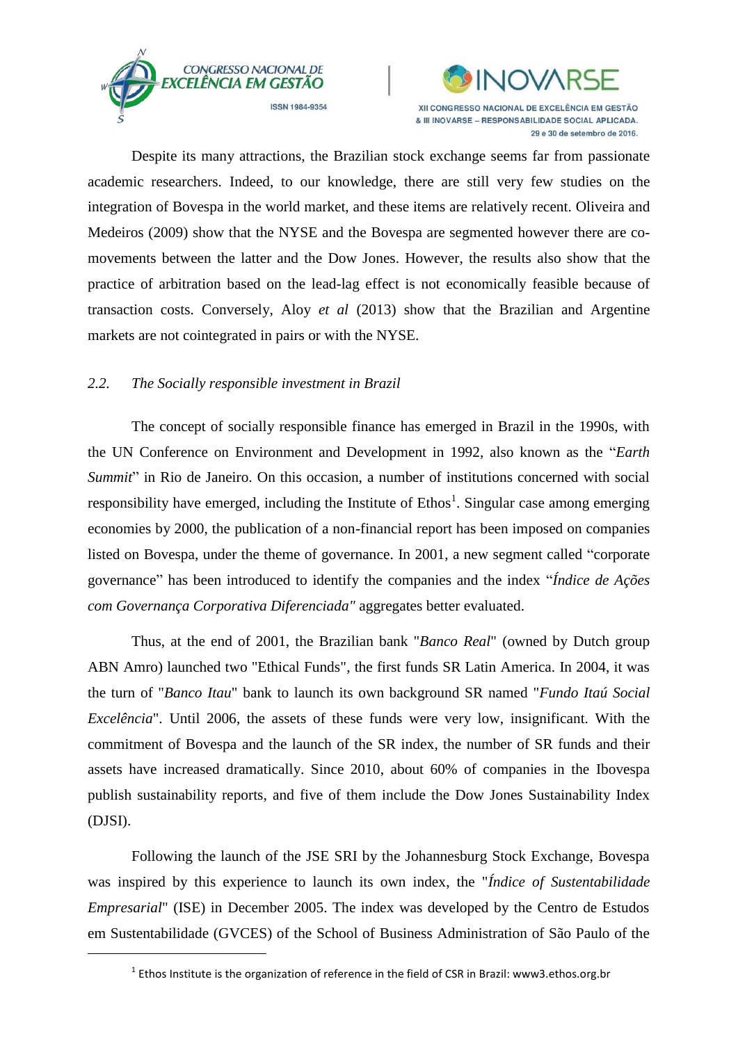Despite its many attractions, the Brazilian stock exchange seems far from passionate academic researchers. Indeed, to our knowledge, there are still very few studies on the integration of Bovespa in the world market, and these items are relatively recent. Oliveira and Medeiros (2009) show that the NYSE and the Bovespa are segmented however there are co-movements between the latter and the Dow Jones. However, the results also show that the practice of arbitration based on the lead-lag effect is not economically feasible because of transaction costs. Conversely, Aloy *et al* (2013) show that the Brazilian and Argentine markets are not cointegrated in pairs or with the NYSE.

### *2.2. The Socially responsible investment in Brazil*

The concept of socially responsible finance has emerged in Brazil in the 1990s, with the UN Conference on Environment and Development in 1992, also known as the "*Earth Summit*" in Rio de Janeiro. On this occasion, a number of institutions concerned with social responsibility have emerged, including the Institute of Ethos[1]. Singular case among emerging economies by 2000, the publication of a non-financial report has been imposed on companies listed on Bovespa, under the theme of governance. In 2001, a new segment called "corporate governance" has been introduced to identify the companies and the index "*Índice de Ações com Governança Corporativa Diferenciada"* aggregates better evaluated.

Thus, at the end of 2001, the Brazilian bank "*Banco Real*" (owned by Dutch group ABN Amro) launched two "Ethical Funds", the first funds SR Latin America. In 2004, it was the turn of "*Banco Itau*" bank to launch its own background SR named "*Fundo Itaú Social Excelência*". Until 2006, the assets of these funds were very low, insignificant. With the commitment of Bovespa and the launch of the SR index, the number of SR funds and their assets have increased dramatically. Since 2010, about 60% of companies in the Ibovespa publish sustainability reports, and five of them include the Dow Jones Sustainability Index (DJSI).

Following the launch of the JSE SRI by the Johannesburg Stock Exchange, Bovespa was inspired by this experience to launch its own index, the "*Índice of Sustentabilidade Empresarial*" (ISE) in December 2005. The index was developed by the Centro de Estudos em Sustentabilidade (GVCES) of the School of Business Administration of São Paulo of the

[1] Ethos Institute is the organization of reference in the field of CSR in Brazil: www3.ethos.org.br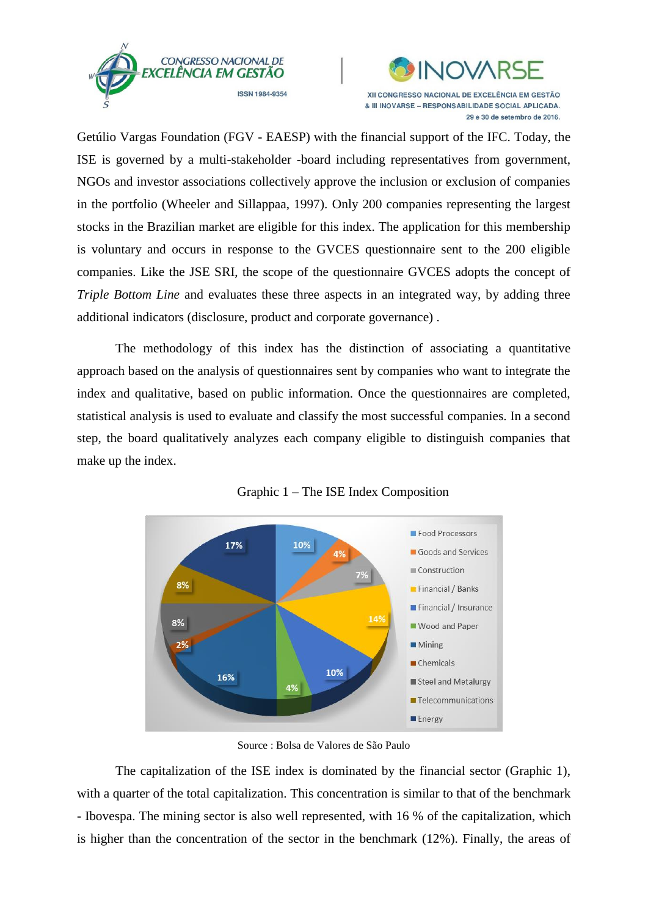Getúlio Vargas Foundation (FGV - EAESP) with the financial support of the IFC. Today, the ISE is governed by a multi-stakeholder -board including representatives from government, NGOs and investor associations collectively approve the inclusion or exclusion of companies in the portfolio (Wheeler and Sillappaa, 1997). Only 200 companies representing the largest stocks in the Brazilian market are eligible for this index. The application for this membership is voluntary and occurs in response to the GVCES questionnaire sent to the 200 eligible companies. Like the JSE SRI, the scope of the questionnaire GVCES adopts the concept of *Triple Bottom Line* and evaluates these three aspects in an integrated way, by adding three additional indicators (disclosure, product and corporate governance) .

The methodology of this index has the distinction of associating a quantitative approach based on the analysis of questionnaires sent by companies who want to integrate the index and qualitative, based on public information. Once the questionnaires are completed, statistical analysis is used to evaluate and classify the most successful companies. In a second step, the board qualitatively analyzes each company eligible to distinguish companies that make up the index.

Graphic 1 – The ISE Index Composition

| Sector | % |
|---|---|
| Food Processors | 10% |
| Goods and Services | 4% |
| Construction | 7% |
| Financial / Banks | 14% |
| Financial / Insurance | 10% |
| Wood and Paper | 4% |
| Mining | 16% |
| Chemicals | 2% |
| Steel and Metalurgy | 8% |
| Telecommunications | 8% |
| Energy | 17% |

Source : Bolsa de Valores de São Paulo

The capitalization of the ISE index is dominated by the financial sector (Graphic 1), with a quarter of the total capitalization. This concentration is similar to that of the benchmark - Ibovespa. The mining sector is also well represented, with 16 % of the capitalization, which is higher than the concentration of the sector in the benchmark (12%). Finally, the areas of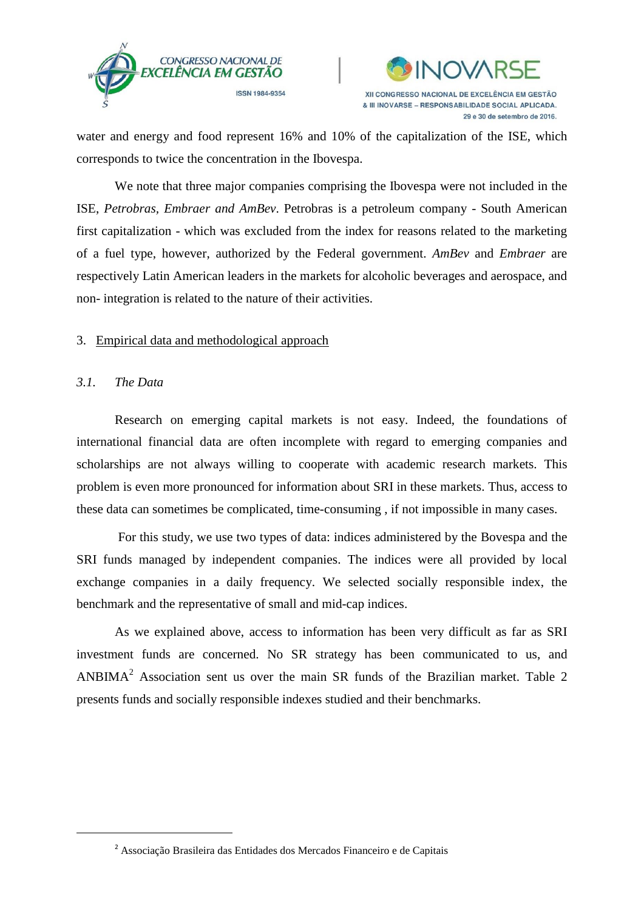water and energy and food represent 16% and 10% of the capitalization of the ISE, which corresponds to twice the concentration in the Ibovespa.

We note that three major companies comprising the Ibovespa were not included in the ISE, *Petrobras, Embraer and AmBev*. Petrobras is a petroleum company - South American first capitalization - which was excluded from the index for reasons related to the marketing of a fuel type, however, authorized by the Federal government. *AmBev* and *Embraer* are respectively Latin American leaders in the markets for alcoholic beverages and aerospace, and non- integration is related to the nature of their activities.

## 3. Empirical data and methodological approach

### *3.1. The Data*

Research on emerging capital markets is not easy. Indeed, the foundations of international financial data are often incomplete with regard to emerging companies and scholarships are not always willing to cooperate with academic research markets. This problem is even more pronounced for information about SRI in these markets. Thus, access to these data can sometimes be complicated, time-consuming , if not impossible in many cases.

For this study, we use two types of data: indices administered by the Bovespa and the SRI funds managed by independent companies. The indices were all provided by local exchange companies in a daily frequency. We selected socially responsible index, the benchmark and the representative of small and mid-cap indices.

As we explained above, access to information has been very difficult as far as SRI investment funds are concerned. No SR strategy has been communicated to us, and ANBIMA[2] Association sent us over the main SR funds of the Brazilian market. Table 2 presents funds and socially responsible indexes studied and their benchmarks.

---

[2] Associação Brasileira das Entidades dos Mercados Financeiro e de Capitais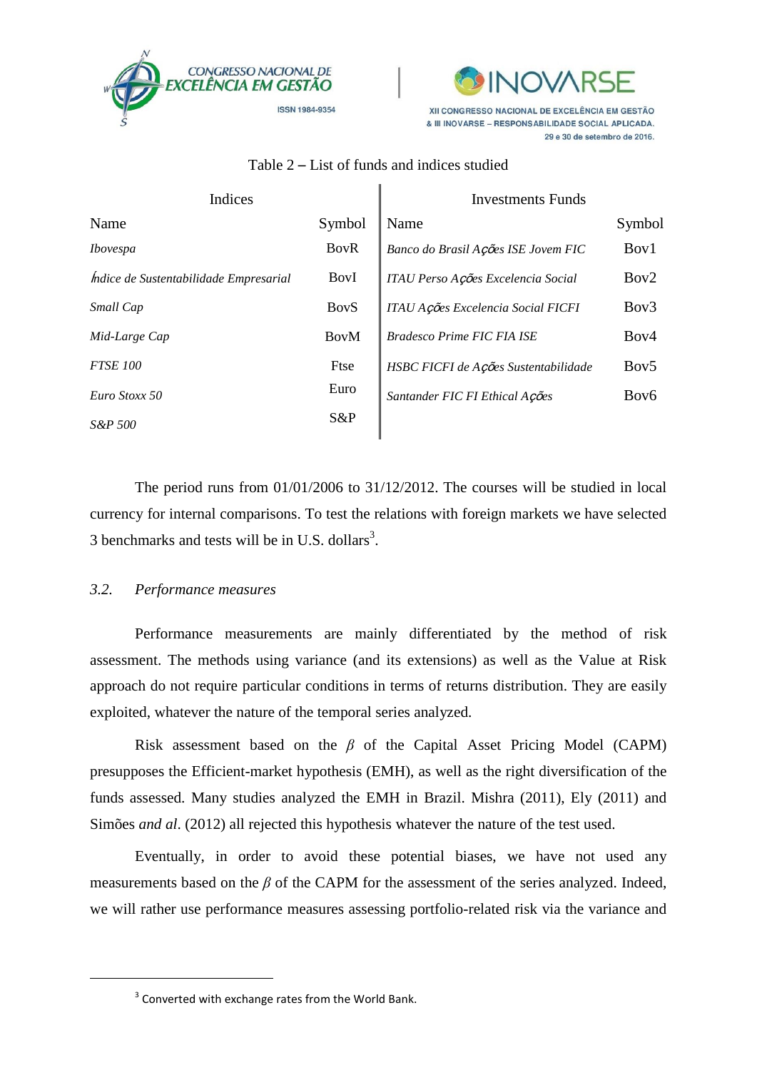Table 2 – List of funds and indices studied

| Indices | | Investments Funds | |
|---|---|---|---|
| Name | Symbol | Name | Symbol |
| *Ibovespa* | BovR | *Banco do Brasil Ações ISE Jovem FIC* | Bov1 |
| *Índice de Sustentabilidade Empresarial* | BovI | *ITAU Perso Ações Excelencia Social* | Bov2 |
| *Small Cap* | BovS | *ITAU Ações Excelencia Social FICFI* | Bov3 |
| *Mid-Large Cap* | BovM | *Bradesco Prime FIC FIA ISE* | Bov4 |
| *FTSE 100* | Ftse | *HSBC FICFI de Ações Sustentabilidade* | Bov5 |
| *Euro Stoxx 50* | Euro | *Santander FIC FI Ethical Ações* | Bov6 |
| *S&P 500* | S&P | | |

The period runs from 01/01/2006 to 31/12/2012. The courses will be studied in local currency for internal comparisons. To test the relations with foreign markets we have selected 3 benchmarks and tests will be in U.S. dollars[3].

### *3.2. Performance measures*

Performance measurements are mainly differentiated by the method of risk assessment. The methods using variance (and its extensions) as well as the Value at Risk approach do not require particular conditions in terms of returns distribution. They are easily exploited, whatever the nature of the temporal series analyzed.

Risk assessment based on the $\beta$ of the Capital Asset Pricing Model (CAPM) presupposes the Efficient-market hypothesis (EMH), as well as the right diversification of the funds assessed. Many studies analyzed the EMH in Brazil. Mishra (2011), Ely (2011) and Simões *and al*. (2012) all rejected this hypothesis whatever the nature of the test used.

Eventually, in order to avoid these potential biases, we have not used any measurements based on the $\beta$ of the CAPM for the assessment of the series analyzed. Indeed, we will rather use performance measures assessing portfolio-related risk via the variance and

[3] Converted with exchange rates from the World Bank.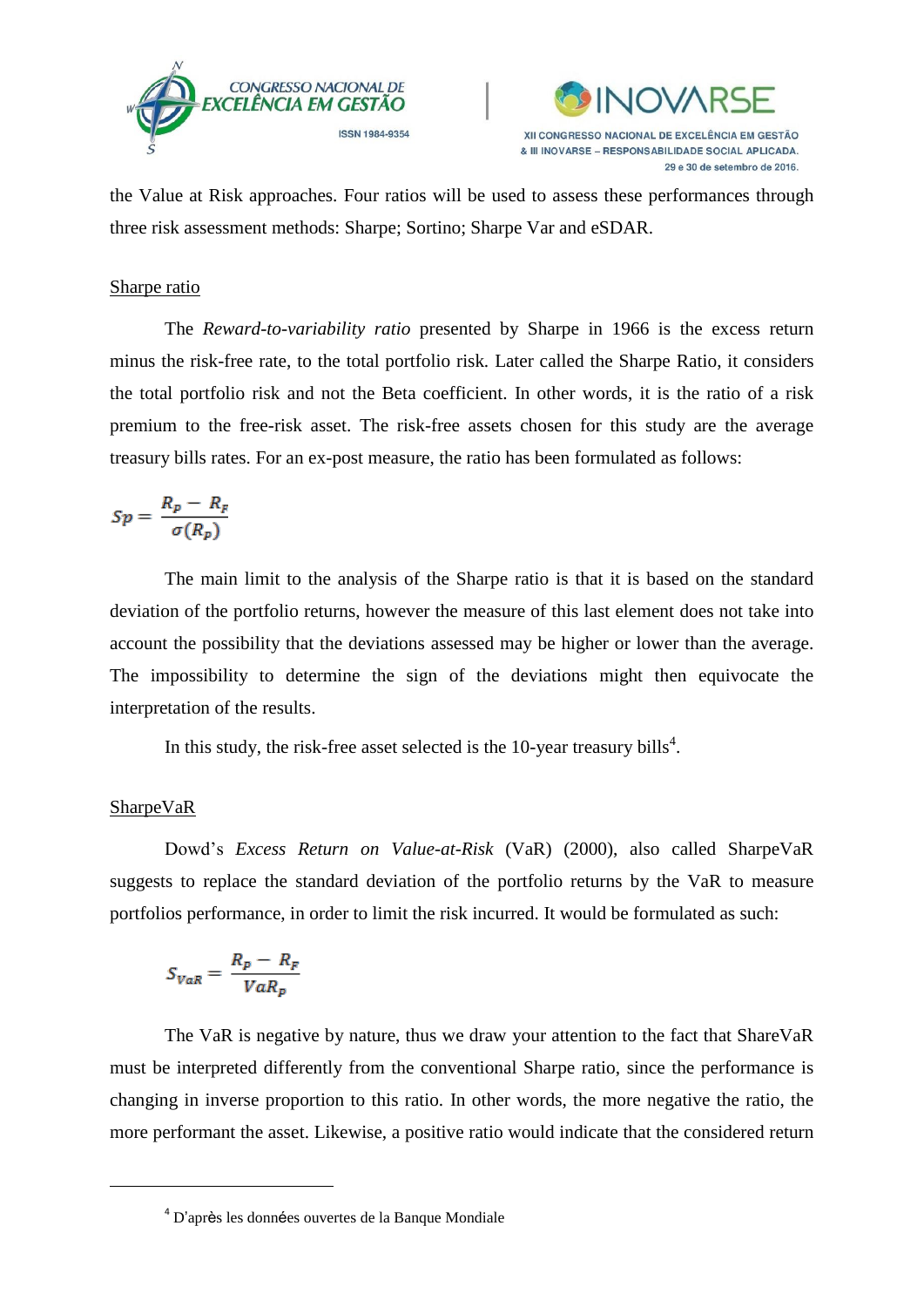the Value at Risk approaches. Four ratios will be used to assess these performances through three risk assessment methods: Sharpe; Sortino; Sharpe Var and eSDAR.

<u>Sharpe ratio</u>

The *Reward-to-variability ratio* presented by Sharpe in 1966 is the excess return minus the risk-free rate, to the total portfolio risk. Later called the Sharpe Ratio, it considers the total portfolio risk and not the Beta coefficient. In other words, it is the ratio of a risk premium to the free-risk asset. The risk-free assets chosen for this study are the average treasury bills rates. For an ex-post measure, the ratio has been formulated as follows:

$$Sp = \frac{R_p - R_F}{\sigma(R_p)}$$

The main limit to the analysis of the Sharpe ratio is that it is based on the standard deviation of the portfolio returns, however the measure of this last element does not take into account the possibility that the deviations assessed may be higher or lower than the average. The impossibility to determine the sign of the deviations might then equivocate the interpretation of the results.

In this study, the risk-free asset selected is the 10-year treasury bills[4].

<u>SharpeVaR</u>

Dowd's *Excess Return on Value-at-Risk* (VaR) (2000), also called SharpeVaR suggests to replace the standard deviation of the portfolio returns by the VaR to measure portfolios performance, in order to limit the risk incurred. It would be formulated as such:

$$S_{VaR} = \frac{R_p - R_F}{VaR_p}$$

The VaR is negative by nature, thus we draw your attention to the fact that ShareVaR must be interpreted differently from the conventional Sharpe ratio, since the performance is changing in inverse proportion to this ratio. In other words, the more negative the ratio, the more performant the asset. Likewise, a positive ratio would indicate that the considered return

---

[4] D'après les données ouvertes de la Banque Mondiale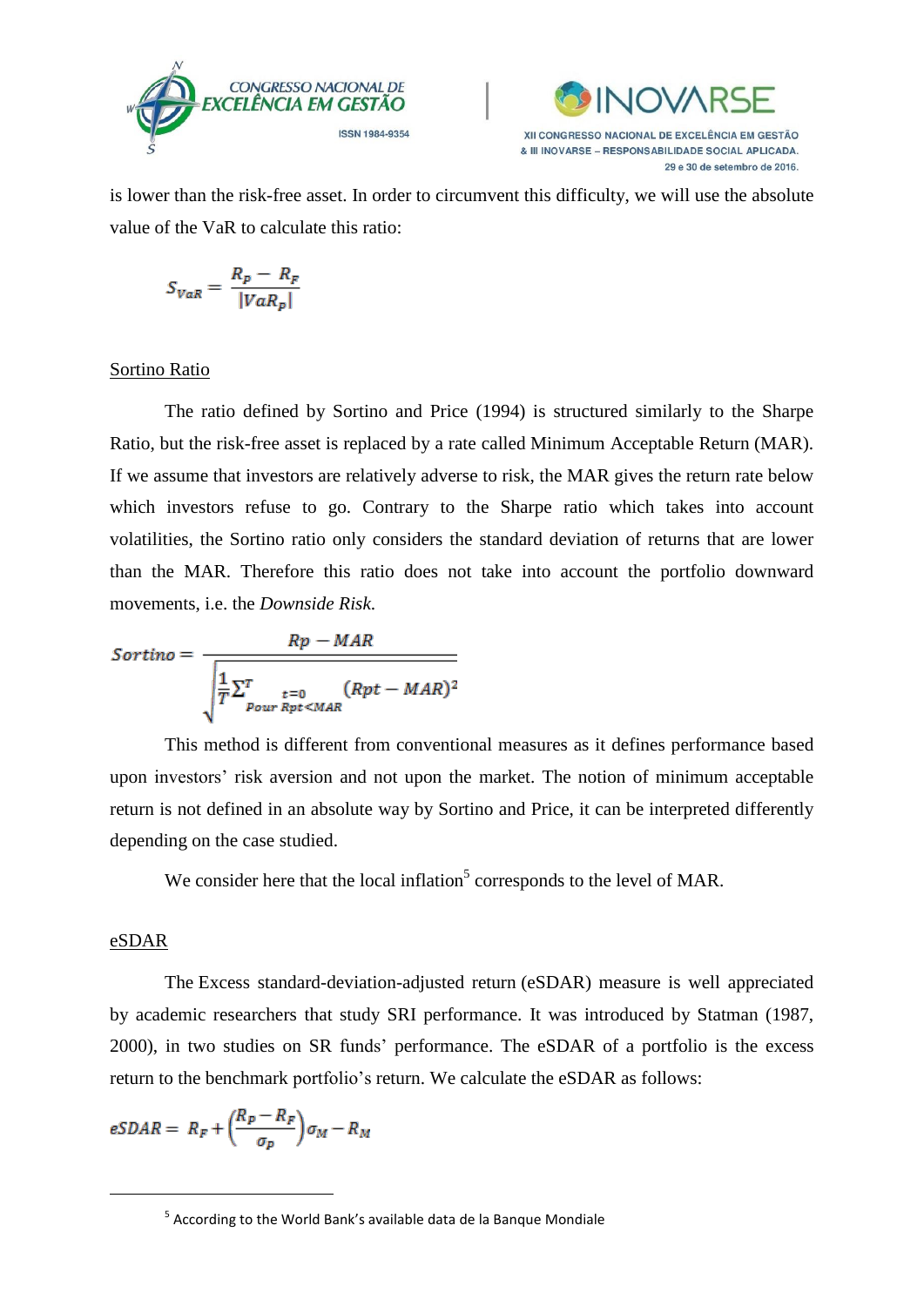is lower than the risk-free asset. In order to circumvent this difficulty, we will use the absolute value of the VaR to calculate this ratio:

$$S_{VaR} = \frac{R_p - R_F}{|VaR_p|}$$

Sortino Ratio

The ratio defined by Sortino and Price (1994) is structured similarly to the Sharpe Ratio, but the risk-free asset is replaced by a rate called Minimum Acceptable Return (MAR). If we assume that investors are relatively adverse to risk, the MAR gives the return rate below which investors refuse to go. Contrary to the Sharpe ratio which takes into account volatilities, the Sortino ratio only considers the standard deviation of returns that are lower than the MAR. Therefore this ratio does not take into account the portfolio downward movements, i.e. the *Downside Risk*.

$$Sortino = \frac{Rp - MAR}{\sqrt{\frac{1}{T}\sum_{\substack{t=0 \\ Pour\ Rpt<MAR}}^{T} (Rpt - MAR)^2}}$$

This method is different from conventional measures as it defines performance based upon investors' risk aversion and not upon the market. The notion of minimum acceptable return is not defined in an absolute way by Sortino and Price, it can be interpreted differently depending on the case studied.

We consider here that the local inflation[5] corresponds to the level of MAR.

eSDAR

The Excess standard-deviation-adjusted return (eSDAR) measure is well appreciated by academic researchers that study SRI performance. It was introduced by Statman (1987, 2000), in two studies on SR funds' performance. The eSDAR of a portfolio is the excess return to the benchmark portfolio's return. We calculate the eSDAR as follows:

$$eSDAR = R_F + \left(\frac{R_P - R_F}{\sigma_P}\right)\sigma_M - R_M$$

[5] According to the World Bank's available data de la Banque Mondiale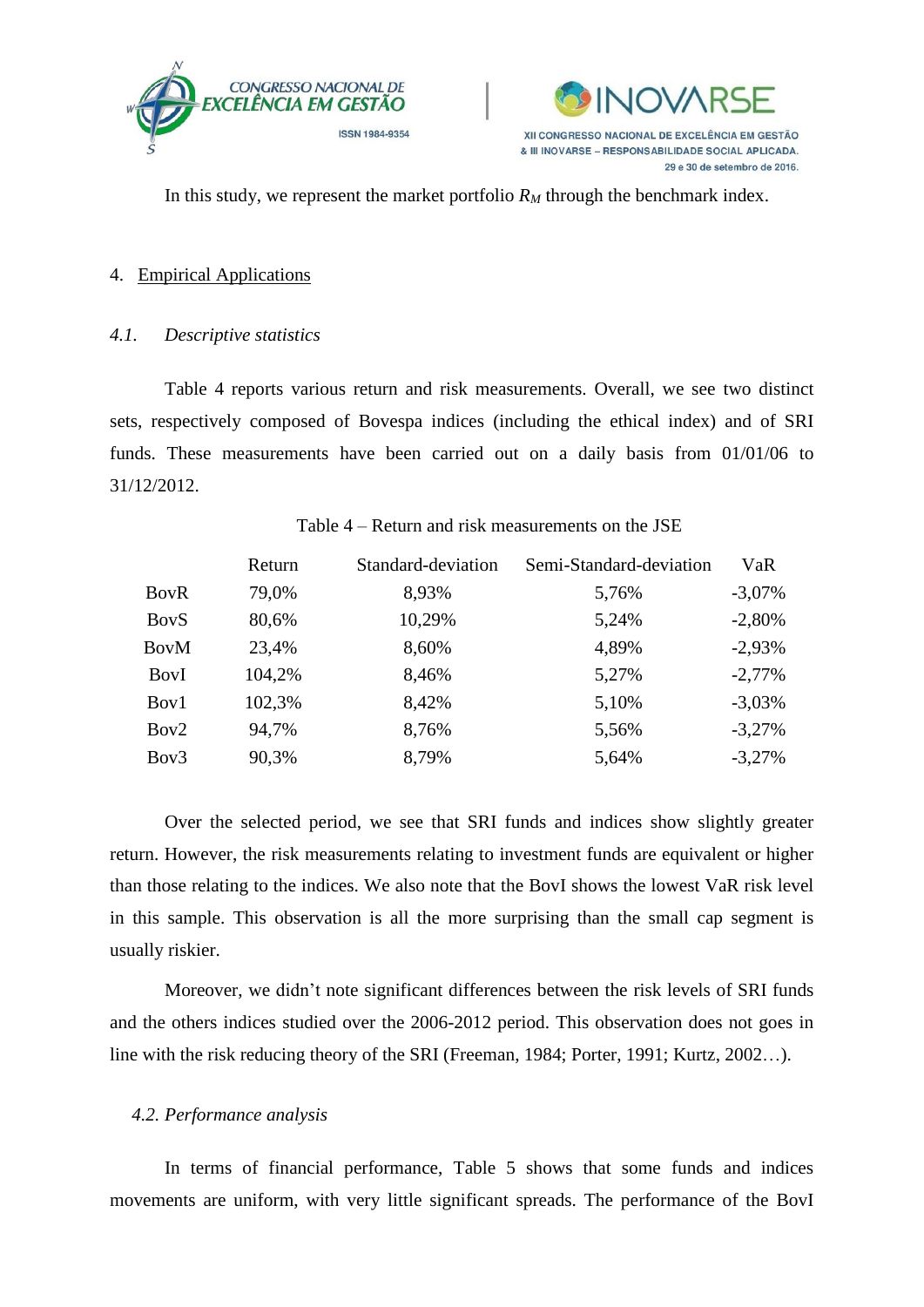In this study, we represent the market portfolio $R_M$ through the benchmark index.

## 4. Empirical Applications

### *4.1. Descriptive statistics*

Table 4 reports various return and risk measurements. Overall, we see two distinct sets, respectively composed of Bovespa indices (including the ethical index) and of SRI funds. These measurements have been carried out on a daily basis from 01/01/06 to 31/12/2012.

Table 4 – Return and risk measurements on the JSE

| | Return | Standard-deviation | Semi-Standard-deviation | VaR |
|---|---|---|---|---|
| BovR | 79,0% | 8,93% | 5,76% | -3,07% |
| BovS | 80,6% | 10,29% | 5,24% | -2,80% |
| BovM | 23,4% | 8,60% | 4,89% | -2,93% |
| BovI | 104,2% | 8,46% | 5,27% | -2,77% |
| Bov1 | 102,3% | 8,42% | 5,10% | -3,03% |
| Bov2 | 94,7% | 8,76% | 5,56% | -3,27% |
| Bov3 | 90,3% | 8,79% | 5,64% | -3,27% |

Over the selected period, we see that SRI funds and indices show slightly greater return. However, the risk measurements relating to investment funds are equivalent or higher than those relating to the indices. We also note that the BovI shows the lowest VaR risk level in this sample. This observation is all the more surprising than the small cap segment is usually riskier.

Moreover, we didn't note significant differences between the risk levels of SRI funds and the others indices studied over the 2006-2012 period. This observation does not goes in line with the risk reducing theory of the SRI (Freeman, 1984; Porter, 1991; Kurtz, 2002…).

### *4.2. Performance analysis*

In terms of financial performance, Table 5 shows that some funds and indices movements are uniform, with very little significant spreads. The performance of the BovI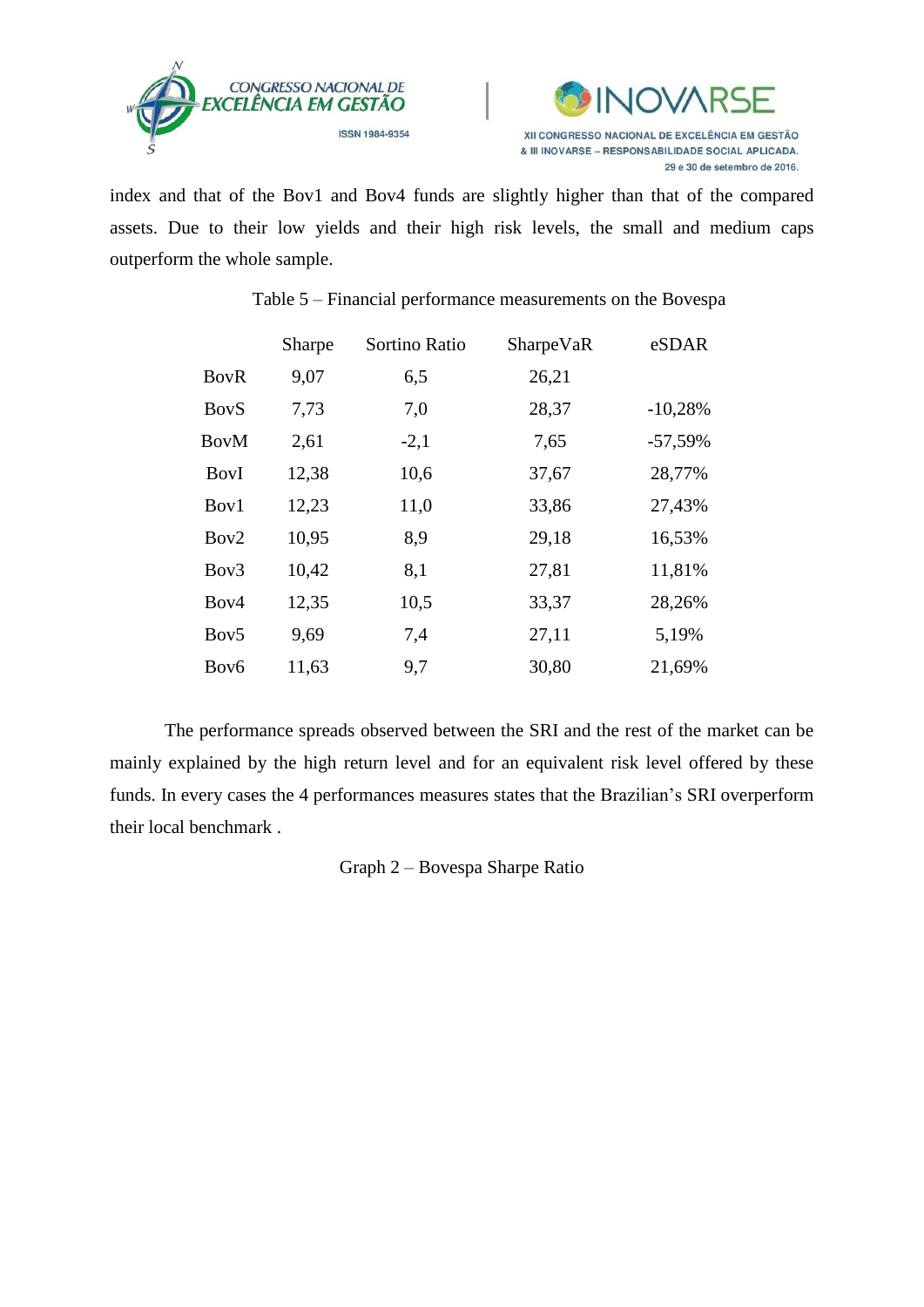index and that of the Bov1 and Bov4 funds are slightly higher than that of the compared assets. Due to their low yields and their high risk levels, the small and medium caps outperform the whole sample.

Table 5 – Financial performance measurements on the Bovespa

| | Sharpe | Sortino Ratio | SharpeVaR | eSDAR |
|---|---|---|---|---|
| BovR | 9,07 | 6,5 | 26,21 | |
| BovS | 7,73 | 7,0 | 28,37 | -10,28% |
| BovM | 2,61 | -2,1 | 7,65 | -57,59% |
| BovI | 12,38 | 10,6 | 37,67 | 28,77% |
| Bov1 | 12,23 | 11,0 | 33,86 | 27,43% |
| Bov2 | 10,95 | 8,9 | 29,18 | 16,53% |
| Bov3 | 10,42 | 8,1 | 27,81 | 11,81% |
| Bov4 | 12,35 | 10,5 | 33,37 | 28,26% |
| Bov5 | 9,69 | 7,4 | 27,11 | 5,19% |
| Bov6 | 11,63 | 9,7 | 30,80 | 21,69% |

The performance spreads observed between the SRI and the rest of the market can be mainly explained by the high return level and for an equivalent risk level offered by these funds. In every cases the 4 performances measures states that the Brazilian's SRI overperform their local benchmark .

Graph 2 – Bovespa Sharpe Ratio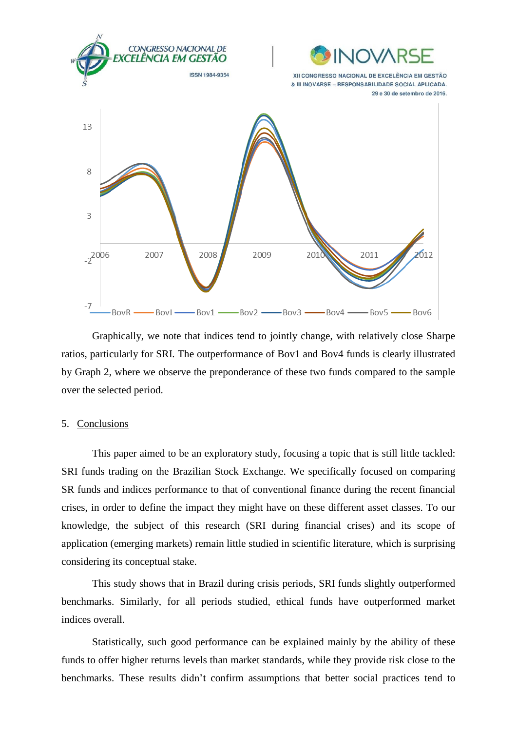Graphically, we note that indices tend to jointly change, with relatively close Sharpe ratios, particularly for SRI. The outperformance of Bov1 and Bov4 funds is clearly illustrated by Graph 2, where we observe the preponderance of these two funds compared to the sample over the selected period.

## 5. Conclusions

This paper aimed to be an exploratory study, focusing a topic that is still little tackled: SRI funds trading on the Brazilian Stock Exchange. We specifically focused on comparing SR funds and indices performance to that of conventional finance during the recent financial crises, in order to define the impact they might have on these different asset classes. To our knowledge, the subject of this research (SRI during financial crises) and its scope of application (emerging markets) remain little studied in scientific literature, which is surprising considering its conceptual stake.

This study shows that in Brazil during crisis periods, SRI funds slightly outperformed benchmarks. Similarly, for all periods studied, ethical funds have outperformed market indices overall.

Statistically, such good performance can be explained mainly by the ability of these funds to offer higher returns levels than market standards, while they provide risk close to the benchmarks. These results didn't confirm assumptions that better social practices tend to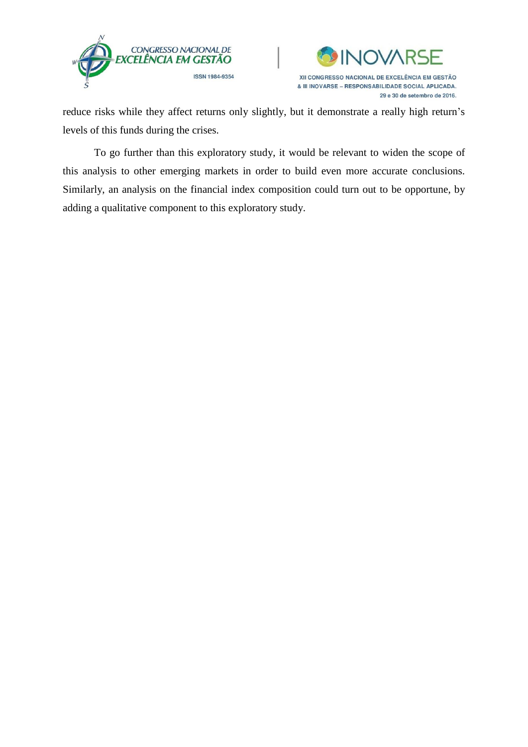reduce risks while they affect returns only slightly, but it demonstrate a really high return's levels of this funds during the crises.

To go further than this exploratory study, it would be relevant to widen the scope of this analysis to other emerging markets in order to build even more accurate conclusions. Similarly, an analysis on the financial index composition could turn out to be opportune, by adding a qualitative component to this exploratory study.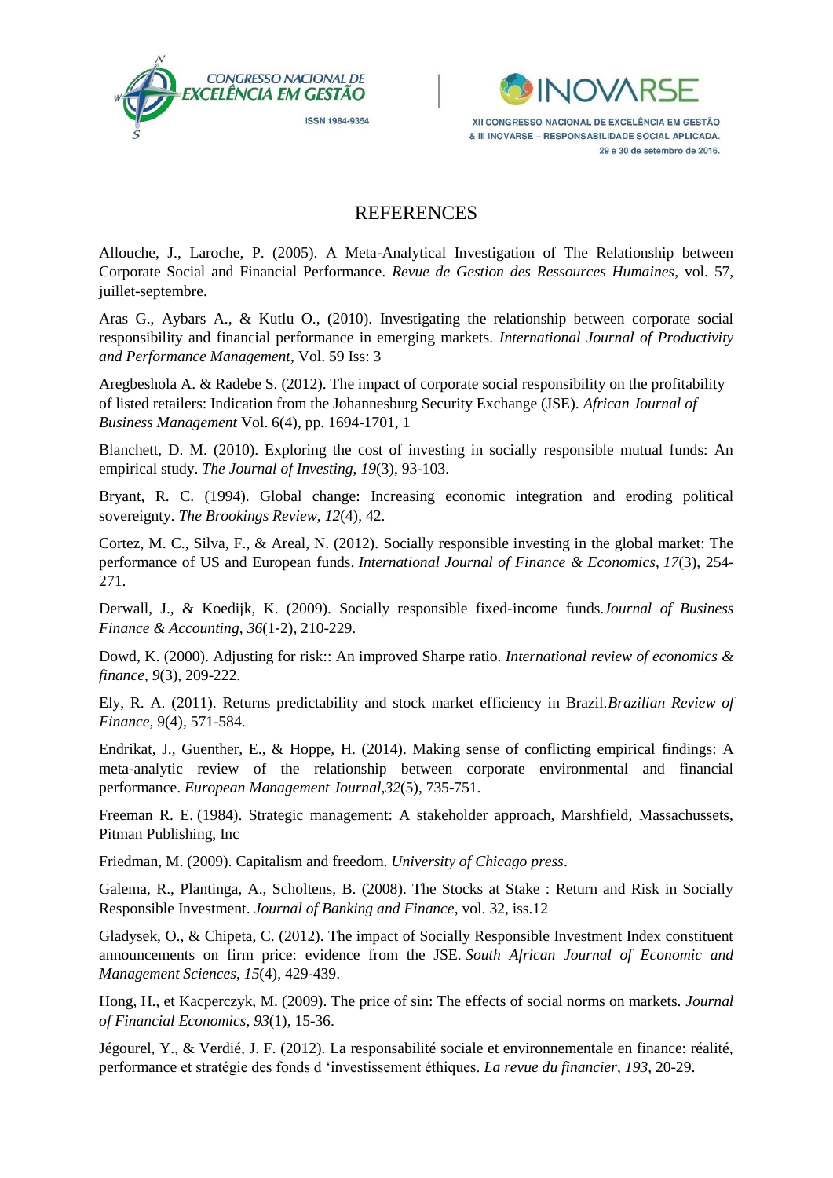# REFERENCES

Allouche, J., Laroche, P. (2005). A Meta-Analytical Investigation of The Relationship between Corporate Social and Financial Performance. *Revue de Gestion des Ressources Humaines*, vol. 57, juillet-septembre.

Aras G., Aybars A., & Kutlu O., (2010). Investigating the relationship between corporate social responsibility and financial performance in emerging markets. *International Journal of Productivity and Performance Management*, Vol. 59 Iss: 3

Aregbeshola A. & Radebe S. (2012). The impact of corporate social responsibility on the profitability of listed retailers: Indication from the Johannesburg Security Exchange (JSE). *African Journal of Business Management* Vol. 6(4), pp. 1694-1701, 1

Blanchett, D. M. (2010). Exploring the cost of investing in socially responsible mutual funds: An empirical study. *The Journal of Investing*, *19*(3), 93-103.

Bryant, R. C. (1994). Global change: Increasing economic integration and eroding political sovereignty. *The Brookings Review*, *12*(4), 42.

Cortez, M. C., Silva, F., & Areal, N. (2012). Socially responsible investing in the global market: The performance of US and European funds. *International Journal of Finance & Economics*, *17*(3), 254-271.

Derwall, J., & Koedijk, K. (2009). Socially responsible fixed‐income funds.*Journal of Business Finance & Accounting*, *36*(1‐2), 210-229.

Dowd, K. (2000). Adjusting for risk:: An improved Sharpe ratio. *International review of economics & finance*, *9*(3), 209-222.

Ely, R. A. (2011). Returns predictability and stock market efficiency in Brazil.*Brazilian Review of Finance*, 9(4), 571-584.

Endrikat, J., Guenther, E., & Hoppe, H. (2014). Making sense of conflicting empirical findings: A meta-analytic review of the relationship between corporate environmental and financial performance. *European Management Journal*,*32*(5), 735-751.

Freeman R. E. (1984). Strategic management: A stakeholder approach, Marshfield, Massachussets, Pitman Publishing, Inc

Friedman, M. (2009). Capitalism and freedom. *University of Chicago press*.

Galema, R., Plantinga, A., Scholtens, B. (2008). The Stocks at Stake : Return and Risk in Socially Responsible Investment. *Journal of Banking and Finance*, vol. 32, iss.12

Gladysek, O., & Chipeta, C. (2012). The impact of Socially Responsible Investment Index constituent announcements on firm price: evidence from the JSE. *South African Journal of Economic and Management Sciences*, *15*(4), 429-439.

Hong, H., et Kacperczyk, M. (2009). The price of sin: The effects of social norms on markets. *Journal of Financial Economics*, *93*(1), 15-36.

Jégourel, Y., & Verdié, J. F. (2012). La responsabilité sociale et environnementale en finance: réalité, performance et stratégie des fonds d 'investissement éthiques. *La revue du financier*, *193*, 20-29.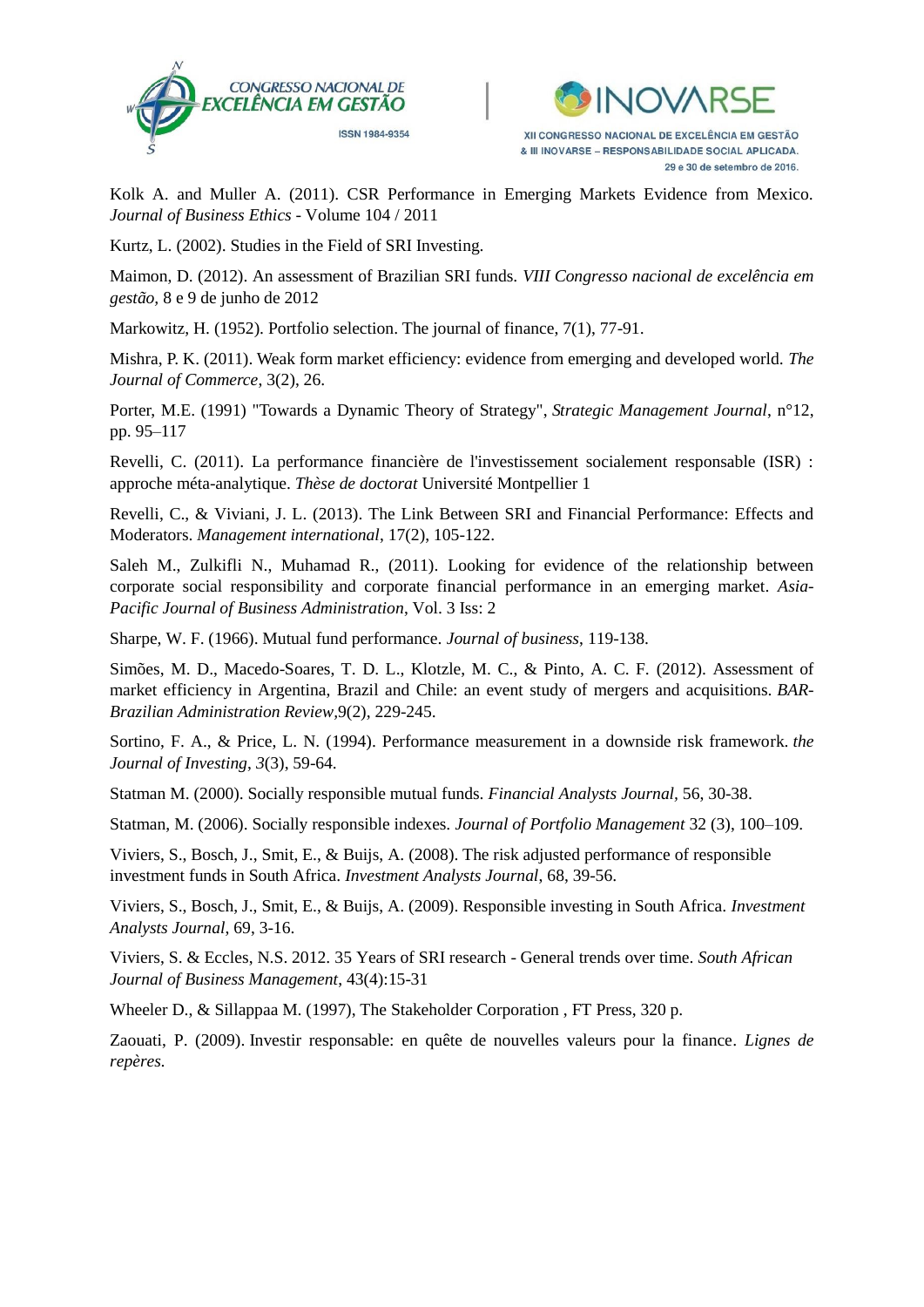Kolk A. and Muller A. (2011). CSR Performance in Emerging Markets Evidence from Mexico. *Journal of Business Ethics* - Volume 104 / 2011

Kurtz, L. (2002). Studies in the Field of SRI Investing.

Maimon, D. (2012). An assessment of Brazilian SRI funds. *VIII Congresso nacional de excelência em gestão,* 8 e 9 de junho de 2012

Markowitz, H. (1952). Portfolio selection. The journal of finance, 7(1), 77-91.

Mishra, P. K. (2011). Weak form market efficiency: evidence from emerging and developed world. *The Journal of Commerce*, 3(2), 26.

Porter, M.E. (1991) "Towards a Dynamic Theory of Strategy", *Strategic Management Journal*, n°12, pp. 95–117

Revelli, C. (2011). La performance financière de l'investissement socialement responsable (ISR) : approche méta-analytique. *Thèse de doctorat* Université Montpellier 1

Revelli, C., & Viviani, J. L. (2013). The Link Between SRI and Financial Performance: Effects and Moderators. *Management international*, 17(2), 105-122.

Saleh M., Zulkifli N., Muhamad R., (2011). Looking for evidence of the relationship between corporate social responsibility and corporate financial performance in an emerging market. *Asia-Pacific Journal of Business Administration*, Vol. 3 Iss: 2

Sharpe, W. F. (1966). Mutual fund performance. *Journal of business*, 119-138.

Simões, M. D., Macedo-Soares, T. D. L., Klotzle, M. C., & Pinto, A. C. F. (2012). Assessment of market efficiency in Argentina, Brazil and Chile: an event study of mergers and acquisitions. *BAR-Brazilian Administration Review*,9(2), 229-245.

Sortino, F. A., & Price, L. N. (1994). Performance measurement in a downside risk framework. *the Journal of Investing*, *3*(3), 59-64.

Statman M. (2000). Socially responsible mutual funds. *Financial Analysts Journal*, 56, 30-38.

Statman, M. (2006). Socially responsible indexes. *Journal of Portfolio Management* 32 (3), 100–109.

Viviers, S., Bosch, J., Smit, E., & Buijs, A. (2008). The risk adjusted performance of responsible investment funds in South Africa. *Investment Analysts Journal*, 68, 39-56.

Viviers, S., Bosch, J., Smit, E., & Buijs, A. (2009). Responsible investing in South Africa. *Investment Analysts Journal*, 69, 3-16.

Viviers, S. & Eccles, N.S. 2012. 35 Years of SRI research - General trends over time. *South African Journal of Business Management*, 43(4):15-31

Wheeler D., & Sillappaa M. (1997), The Stakeholder Corporation , FT Press, 320 p.

Zaouati, P. (2009). Investir responsable: en quête de nouvelles valeurs pour la finance. *Lignes de repères.*